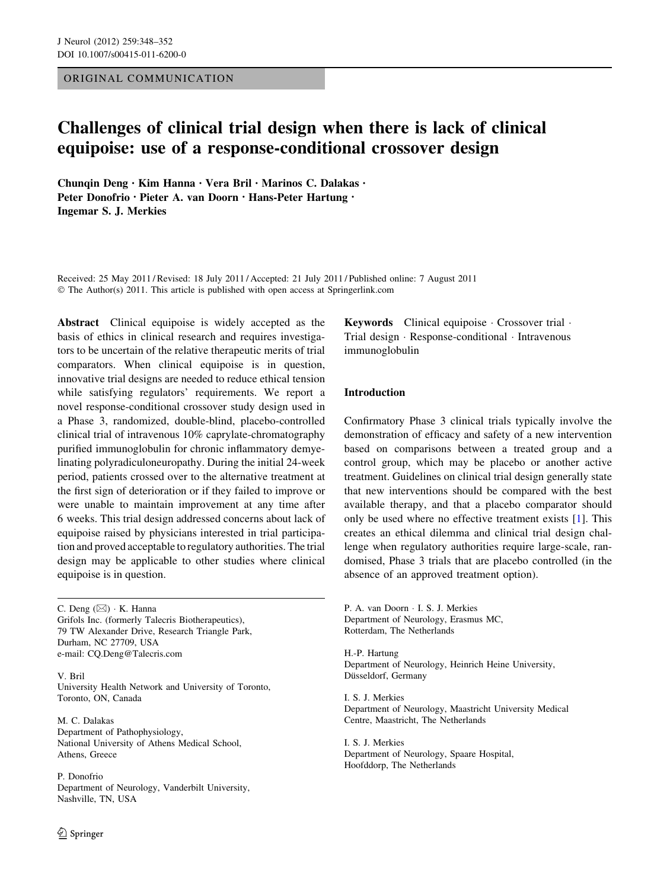ORIGINAL COMMUNICATION

# Challenges of clinical trial design when there is lack of clinical equipoise: use of a response-conditional crossover design

**Chunqin Deng · Kim Hanna · Vera Bril · Marinos C. Dalakas · Peter Donofrio · Pieter A. van Doorn · Hans-Peter Hartung · Ingemar S. J. Merkies**

Received: 25 May 2011 / Revised: 18 July 2011 / Accepted: 21 July 2011 / Published online: 7 August 2011
© The Author(s) 2011. This article is published with open access at Springerlink.com

**Abstract** Clinical equipoise is widely accepted as the basis of ethics in clinical research and requires investigators to be uncertain of the relative therapeutic merits of trial comparators. When clinical equipoise is in question, innovative trial designs are needed to reduce ethical tension while satisfying regulators' requirements. We report a novel response-conditional crossover study design used in a Phase 3, randomized, double-blind, placebo-controlled clinical trial of intravenous 10% caprylate-chromatography purified immunoglobulin for chronic inflammatory demyelinating polyradiculoneuropathy. During the initial 24-week period, patients crossed over to the alternative treatment at the first sign of deterioration or if they failed to improve or were unable to maintain improvement at any time after 6 weeks. This trial design addressed concerns about lack of equipoise raised by physicians interested in trial participation and proved acceptable to regulatory authorities. The trial design may be applicable to other studies where clinical equipoise is in question.

**Keywords** Clinical equipoise · Crossover trial · Trial design · Response-conditional · Intravenous immunoglobulin

C. Deng (✉) · K. Hanna
Grifols Inc. (formerly Talecris Biotherapeutics),
79 TW Alexander Drive, Research Triangle Park,
Durham, NC 27709, USA
e-mail: CQ.Deng@Talecris.com

V. Bril
University Health Network and University of Toronto,
Toronto, ON, Canada

M. C. Dalakas
Department of Pathophysiology,
National University of Athens Medical School,
Athens, Greece

P. Donofrio
Department of Neurology, Vanderbilt University,
Nashville, TN, USA

P. A. van Doorn · I. S. J. Merkies
Department of Neurology, Erasmus MC,
Rotterdam, The Netherlands

H.-P. Hartung
Department of Neurology, Heinrich Heine University,
Düsseldorf, Germany

I. S. J. Merkies
Department of Neurology, Maastricht University Medical
Centre, Maastricht, The Netherlands

I. S. J. Merkies
Department of Neurology, Spaare Hospital,
Hoofddorp, The Netherlands

## Introduction

Confirmatory Phase 3 clinical trials typically involve the demonstration of efficacy and safety of a new intervention based on comparisons between a treated group and a control group, which may be placebo or another active treatment. Guidelines on clinical trial design generally state that new interventions should be compared with the best available therapy, and that a placebo comparator should only be used where no effective treatment exists [1]. This creates an ethical dilemma and clinical trial design challenge when regulatory authorities require large-scale, randomised, Phase 3 trials that are placebo controlled (in the absence of an approved treatment option).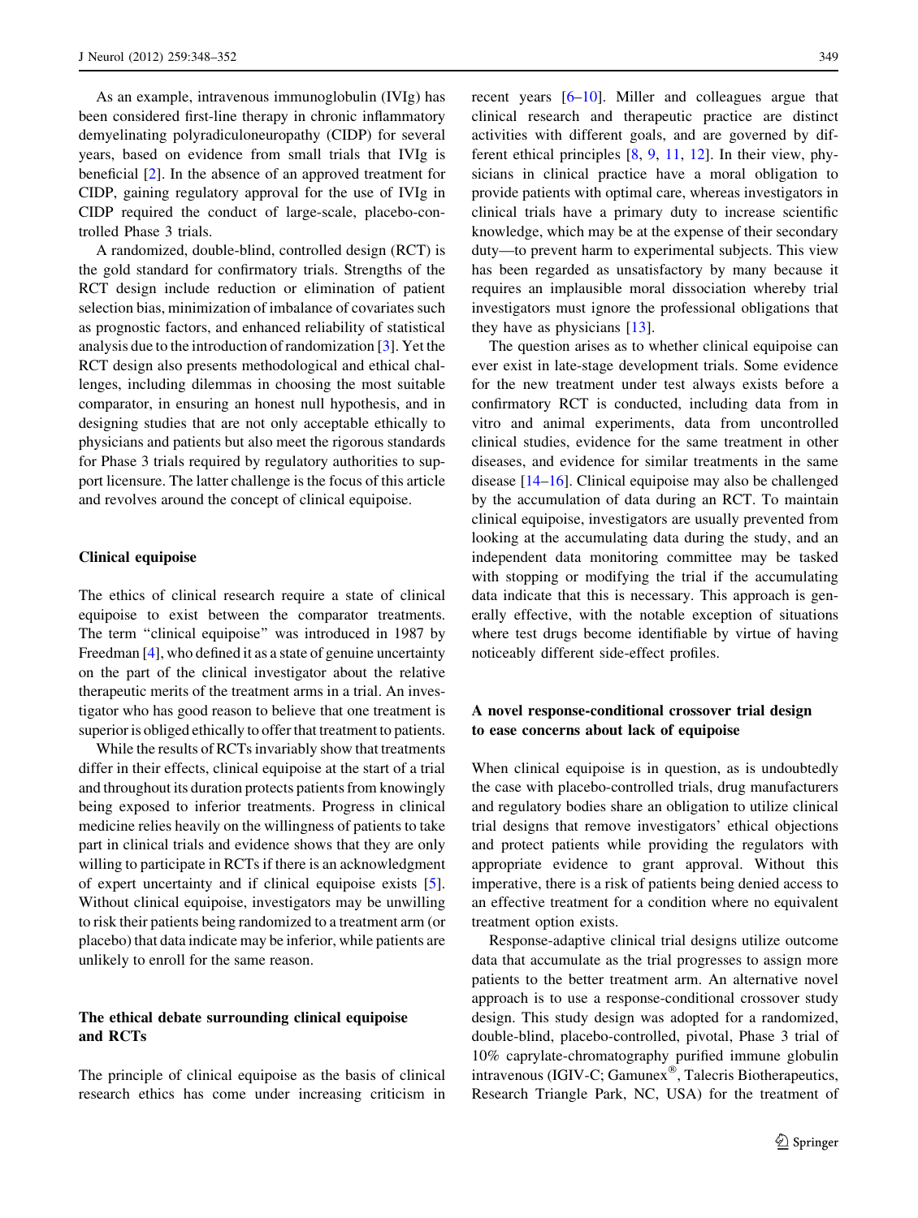As an example, intravenous immunoglobulin (IVIg) has been considered first-line therapy in chronic inflammatory demyelinating polyradiculoneuropathy (CIDP) for several years, based on evidence from small trials that IVIg is beneficial [2]. In the absence of an approved treatment for CIDP, gaining regulatory approval for the use of IVIg in CIDP required the conduct of large-scale, placebo-controlled Phase 3 trials.

A randomized, double-blind, controlled design (RCT) is the gold standard for confirmatory trials. Strengths of the RCT design include reduction or elimination of patient selection bias, minimization of imbalance of covariates such as prognostic factors, and enhanced reliability of statistical analysis due to the introduction of randomization [3]. Yet the RCT design also presents methodological and ethical challenges, including dilemmas in choosing the most suitable comparator, in ensuring an honest null hypothesis, and in designing studies that are not only acceptable ethically to physicians and patients but also meet the rigorous standards for Phase 3 trials required by regulatory authorities to support licensure. The latter challenge is the focus of this article and revolves around the concept of clinical equipoise.

## Clinical equipoise

The ethics of clinical research require a state of clinical equipoise to exist between the comparator treatments. The term "clinical equipoise" was introduced in 1987 by Freedman [4], who defined it as a state of genuine uncertainty on the part of the clinical investigator about the relative therapeutic merits of the treatment arms in a trial. An investigator who has good reason to believe that one treatment is superior is obliged ethically to offer that treatment to patients.

While the results of RCTs invariably show that treatments differ in their effects, clinical equipoise at the start of a trial and throughout its duration protects patients from knowingly being exposed to inferior treatments. Progress in clinical medicine relies heavily on the willingness of patients to take part in clinical trials and evidence shows that they are only willing to participate in RCTs if there is an acknowledgment of expert uncertainty and if clinical equipoise exists [5]. Without clinical equipoise, investigators may be unwilling to risk their patients being randomized to a treatment arm (or placebo) that data indicate may be inferior, while patients are unlikely to enroll for the same reason.

## The ethical debate surrounding clinical equipoise and RCTs

The principle of clinical equipoise as the basis of clinical research ethics has come under increasing criticism in recent years [6–10]. Miller and colleagues argue that clinical research and therapeutic practice are distinct activities with different goals, and are governed by different ethical principles [8, 9, 11, 12]. In their view, physicians in clinical practice have a moral obligation to provide patients with optimal care, whereas investigators in clinical trials have a primary duty to increase scientific knowledge, which may be at the expense of their secondary duty—to prevent harm to experimental subjects. This view has been regarded as unsatisfactory by many because it requires an implausible moral dissociation whereby trial investigators must ignore the professional obligations that they have as physicians [13].

The question arises as to whether clinical equipoise can ever exist in late-stage development trials. Some evidence for the new treatment under test always exists before a confirmatory RCT is conducted, including data from in vitro and animal experiments, data from uncontrolled clinical studies, evidence for the same treatment in other diseases, and evidence for similar treatments in the same disease [14–16]. Clinical equipoise may also be challenged by the accumulation of data during an RCT. To maintain clinical equipoise, investigators are usually prevented from looking at the accumulating data during the study, and an independent data monitoring committee may be tasked with stopping or modifying the trial if the accumulating data indicate that this is necessary. This approach is generally effective, with the notable exception of situations where test drugs become identifiable by virtue of having noticeably different side-effect profiles.

## A novel response-conditional crossover trial design to ease concerns about lack of equipoise

When clinical equipoise is in question, as is undoubtedly the case with placebo-controlled trials, drug manufacturers and regulatory bodies share an obligation to utilize clinical trial designs that remove investigators' ethical objections and protect patients while providing the regulators with appropriate evidence to grant approval. Without this imperative, there is a risk of patients being denied access to an effective treatment for a condition where no equivalent treatment option exists.

Response-adaptive clinical trial designs utilize outcome data that accumulate as the trial progresses to assign more patients to the better treatment arm. An alternative novel approach is to use a response-conditional crossover study design. This study design was adopted for a randomized, double-blind, placebo-controlled, pivotal, Phase 3 trial of 10% caprylate-chromatography purified immune globulin intravenous (IGIV-C; Gamunex®, Talecris Biotherapeutics, Research Triangle Park, NC, USA) for the treatment of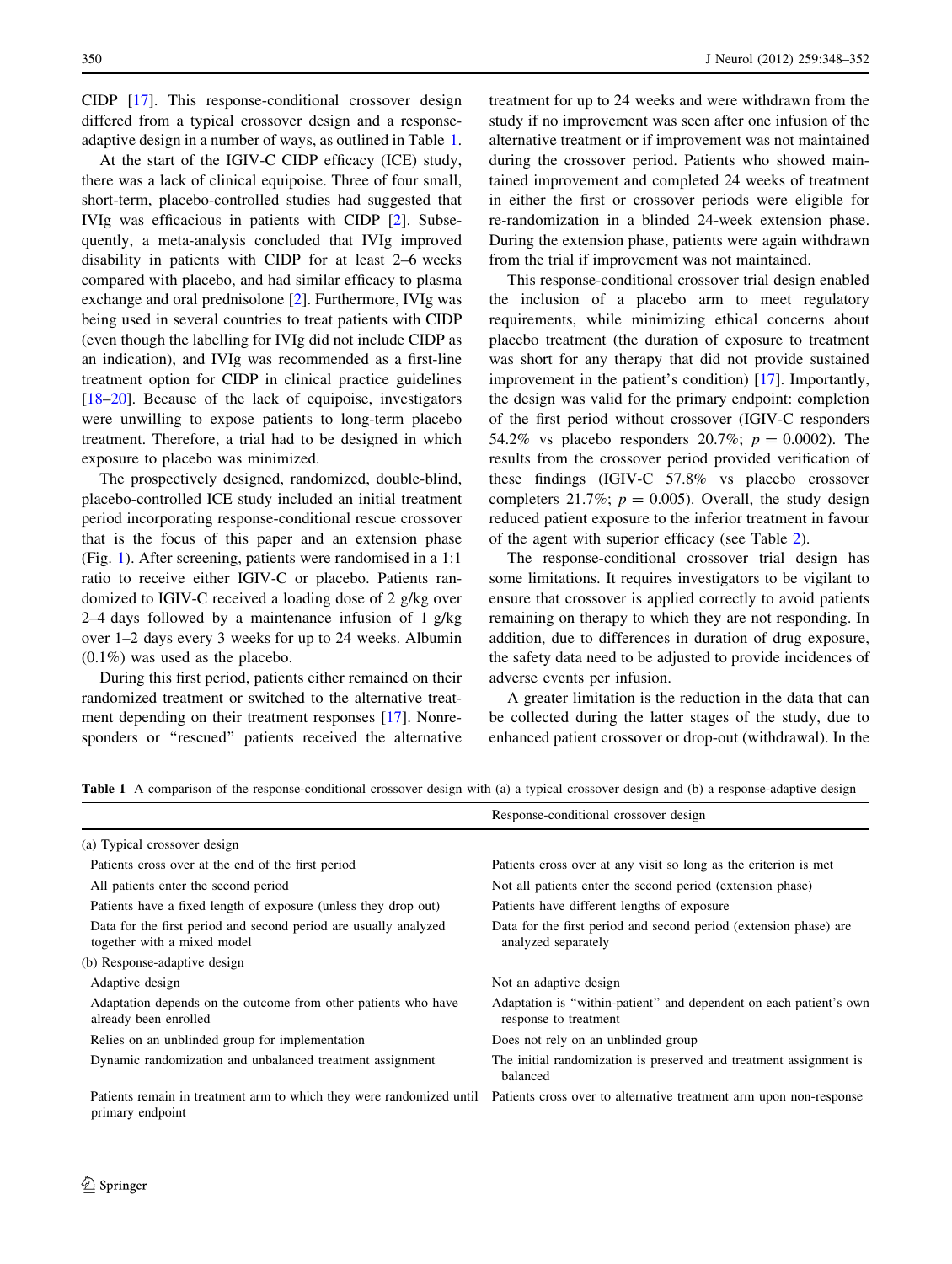CIDP [17]. This response-conditional crossover design differed from a typical crossover design and a response-adaptive design in a number of ways, as outlined in Table 1.

At the start of the IGIV-C CIDP efficacy (ICE) study, there was a lack of clinical equipoise. Three of four small, short-term, placebo-controlled studies had suggested that IVIg was efficacious in patients with CIDP [2]. Subsequently, a meta-analysis concluded that IVIg improved disability in patients with CIDP for at least 2–6 weeks compared with placebo, and had similar efficacy to plasma exchange and oral prednisolone [2]. Furthermore, IVIg was being used in several countries to treat patients with CIDP (even though the labelling for IVIg did not include CIDP as an indication), and IVIg was recommended as a first-line treatment option for CIDP in clinical practice guidelines [18–20]. Because of the lack of equipoise, investigators were unwilling to expose patients to long-term placebo treatment. Therefore, a trial had to be designed in which exposure to placebo was minimized.

The prospectively designed, randomized, double-blind, placebo-controlled ICE study included an initial treatment period incorporating response-conditional rescue crossover that is the focus of this paper and an extension phase (Fig. 1). After screening, patients were randomised in a 1:1 ratio to receive either IGIV-C or placebo. Patients randomized to IGIV-C received a loading dose of 2 g/kg over 2–4 days followed by a maintenance infusion of 1 g/kg over 1–2 days every 3 weeks for up to 24 weeks. Albumin (0.1%) was used as the placebo.

During this first period, patients either remained on their randomized treatment or switched to the alternative treatment depending on their treatment responses [17]. Nonresponders or "rescued" patients received the alternative treatment for up to 24 weeks and were withdrawn from the study if no improvement was seen after one infusion of the alternative treatment or if improvement was not maintained during the crossover period. Patients who showed maintained improvement and completed 24 weeks of treatment in either the first or crossover periods were eligible for re-randomization in a blinded 24-week extension phase. During the extension phase, patients were again withdrawn from the trial if improvement was not maintained.

This response-conditional crossover trial design enabled the inclusion of a placebo arm to meet regulatory requirements, while minimizing ethical concerns about placebo treatment (the duration of exposure to treatment was short for any therapy that did not provide sustained improvement in the patient's condition) [17]. Importantly, the design was valid for the primary endpoint: completion of the first period without crossover (IGIV-C responders 54.2% vs placebo responders 20.7%; $p = 0.0002$). The results from the crossover period provided verification of these findings (IGIV-C 57.8% vs placebo crossover completers 21.7%; $p = 0.005$). Overall, the study design reduced patient exposure to the inferior treatment in favour of the agent with superior efficacy (see Table 2).

The response-conditional crossover trial design has some limitations. It requires investigators to be vigilant to ensure that crossover is applied correctly to avoid patients remaining on therapy to which they are not responding. In addition, due to differences in duration of drug exposure, the safety data need to be adjusted to provide incidences of adverse events per infusion.

A greater limitation is the reduction in the data that can be collected during the latter stages of the study, due to enhanced patient crossover or drop-out (withdrawal). In the

**Table 1** A comparison of the response-conditional crossover design with (a) a typical crossover design and (b) a response-adaptive design

| | Response-conditional crossover design |
|---|---|
| (a) Typical crossover design | |
| Patients cross over at the end of the first period | Patients cross over at any visit so long as the criterion is met |
| All patients enter the second period | Not all patients enter the second period (extension phase) |
| Patients have a fixed length of exposure (unless they drop out) | Patients have different lengths of exposure |
| Data for the first period and second period are usually analyzed together with a mixed model | Data for the first period and second period (extension phase) are analyzed separately |
| (b) Response-adaptive design | |
| Adaptive design | Not an adaptive design |
| Adaptation depends on the outcome from other patients who have already been enrolled | Adaptation is "within-patient" and dependent on each patient's own response to treatment |
| Relies on an unblinded group for implementation | Does not rely on an unblinded group |
| Dynamic randomization and unbalanced treatment assignment | The initial randomization is preserved and treatment assignment is balanced |
| Patients remain in treatment arm to which they were randomized until primary endpoint | Patients cross over to alternative treatment arm upon non-response |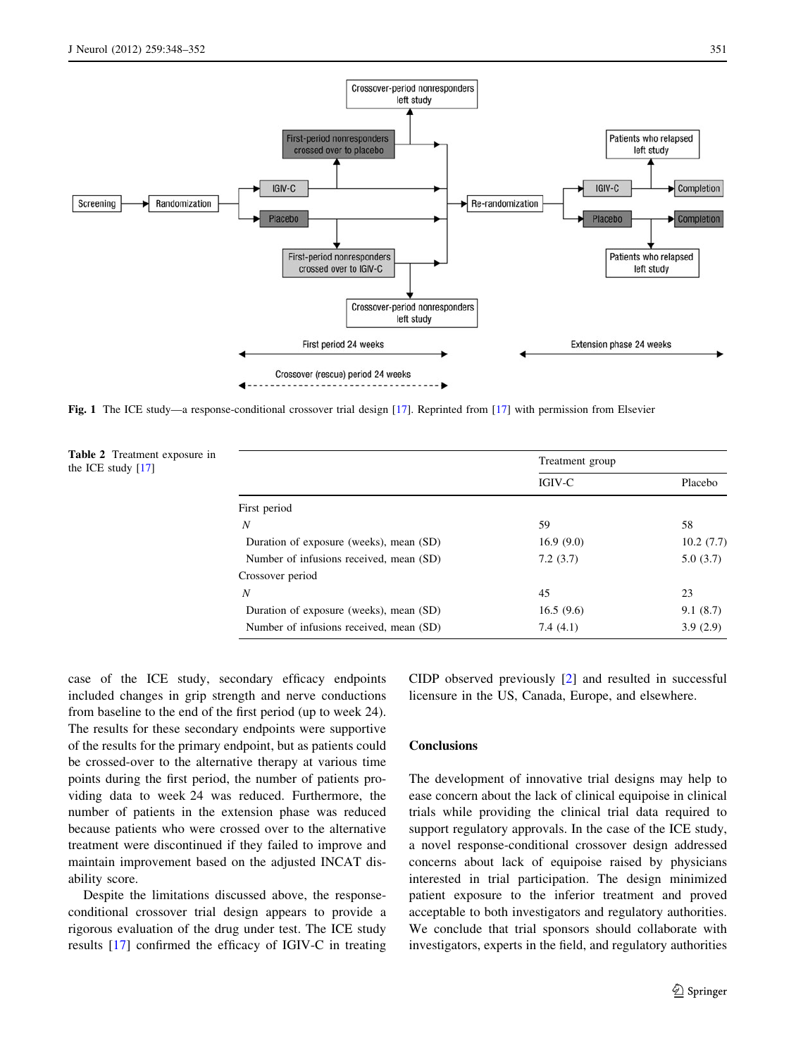Fig. 1 The ICE study—a response-conditional crossover trial design [17]. Reprinted from [17] with permission from Elsevier

Table 2 Treatment exposure in the ICE study [17]

| | Treatment group | |
|---|---|---|
| | IGIV-C | Placebo |
| First period | | |
| *N* | 59 | 58 |
| Duration of exposure (weeks), mean (SD) | 16.9 (9.0) | 10.2 (7.7) |
| Number of infusions received, mean (SD) | 7.2 (3.7) | 5.0 (3.7) |
| Crossover period | | |
| *N* | 45 | 23 |
| Duration of exposure (weeks), mean (SD) | 16.5 (9.6) | 9.1 (8.7) |
| Number of infusions received, mean (SD) | 7.4 (4.1) | 3.9 (2.9) |

case of the ICE study, secondary efficacy endpoints included changes in grip strength and nerve conductions from baseline to the end of the first period (up to week 24). The results for these secondary endpoints were supportive of the results for the primary endpoint, but as patients could be crossed-over to the alternative therapy at various time points during the first period, the number of patients providing data to week 24 was reduced. Furthermore, the number of patients in the extension phase was reduced because patients who were crossed over to the alternative treatment were discontinued if they failed to improve and maintain improvement based on the adjusted INCAT disability score.

Despite the limitations discussed above, the response-conditional crossover trial design appears to provide a rigorous evaluation of the drug under test. The ICE study results [17] confirmed the efficacy of IGIV-C in treating CIDP observed previously [2] and resulted in successful licensure in the US, Canada, Europe, and elsewhere.

## Conclusions

The development of innovative trial designs may help to ease concern about the lack of clinical equipoise in clinical trials while providing the clinical trial data required to support regulatory approvals. In the case of the ICE study, a novel response-conditional crossover design addressed concerns about lack of equipoise raised by physicians interested in trial participation. The design minimized patient exposure to the inferior treatment and proved acceptable to both investigators and regulatory authorities. We conclude that trial sponsors should collaborate with investigators, experts in the field, and regulatory authorities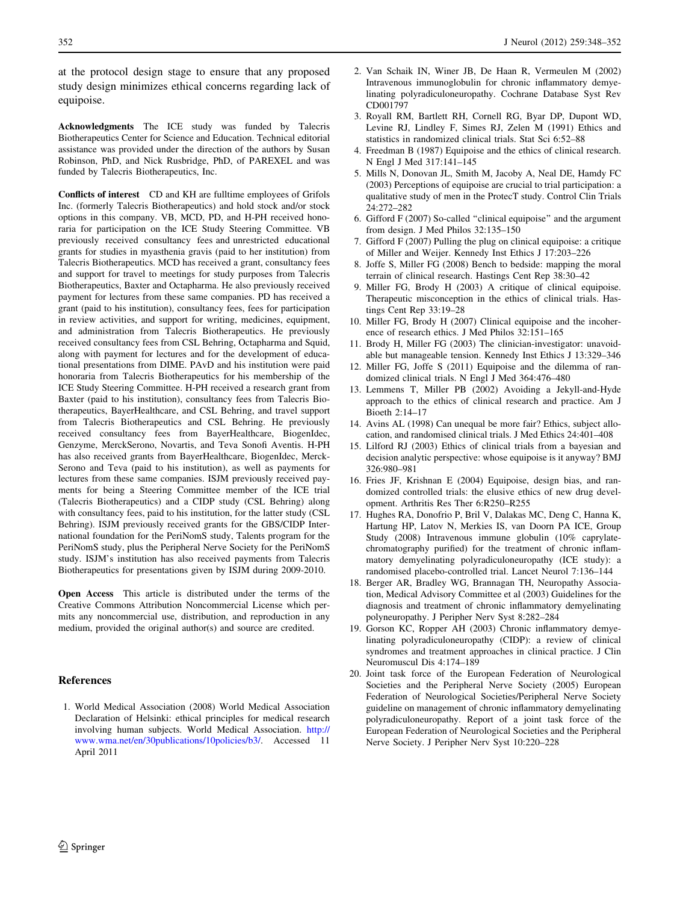at the protocol design stage to ensure that any proposed study design minimizes ethical concerns regarding lack of equipoise.

**Acknowledgments** The ICE study was funded by Talecris Biotherapeutics Center for Science and Education. Technical editorial assistance was provided under the direction of the authors by Susan Robinson, PhD, and Nick Rusbridge, PhD, of PAREXEL and was funded by Talecris Biotherapeutics, Inc.

**Conflicts of interest** CD and KH are fulltime employees of Grifols Inc. (formerly Talecris Biotherapeutics) and hold stock and/or stock options in this company. VB, MCD, PD, and H-PH received honoraria for participation on the ICE Study Steering Committee. VB previously received consultancy fees and unrestricted educational grants for studies in myasthenia gravis (paid to her institution) from Talecris Biotherapeutics. MCD has received a grant, consultancy fees and support for travel to meetings for study purposes from Talecris Biotherapeutics, Baxter and Octapharma. He also previously received payment for lectures from these same companies. PD has received a grant (paid to his institution), consultancy fees, fees for participation in review activities, and support for writing, medicines, equipment, and administration from Talecris Biotherapeutics. He previously received consultancy fees from CSL Behring, Octapharma and Squid, along with payment for lectures and for the development of educational presentations from DIME. PAvD and his institution were paid honoraria from Talecris Biotherapeutics for his membership of the ICE Study Steering Committee. H-PH received a research grant from Baxter (paid to his institution), consultancy fees from Talecris Biotherapeutics, BayerHealthcare, and CSL Behring, and travel support from Talecris Biotherapeutics and CSL Behring. He previously received consultancy fees from BayerHealthcare, BiogenIdec, Genzyme, MerckSerono, Novartis, and Teva Sonofi Aventis. H-PH has also received grants from BayerHealthcare, BiogenIdec, MerckSerono and Teva (paid to his institution), as well as payments for lectures from these same companies. ISJM previously received payments for being a Steering Committee member of the ICE trial (Talecris Biotherapeutics) and a CIDP study (CSL Behring) along with consultancy fees, paid to his institution, for the latter study (CSL Behring). ISJM previously received grants for the GBS/CIDP International foundation for the PeriNomS study, Talents program for the PeriNomS study, plus the Peripheral Nerve Society for the PeriNomS study. ISJM's institution has also received payments from Talecris Biotherapeutics for presentations given by ISJM during 2009-2010.

**Open Access** This article is distributed under the terms of the Creative Commons Attribution Noncommercial License which permits any noncommercial use, distribution, and reproduction in any medium, provided the original author(s) and source are credited.

## References

1. World Medical Association (2008) World Medical Association Declaration of Helsinki: ethical principles for medical research involving human subjects. World Medical Association. http://www.wma.net/en/30publications/10policies/b3/. Accessed 11 April 2011
2. Van Schaik IN, Winer JB, De Haan R, Vermeulen M (2002) Intravenous immunoglobulin for chronic inflammatory demyelinating polyradiculoneuropathy. Cochrane Database Syst Rev CD001797
3. Royall RM, Bartlett RH, Cornell RG, Byar DP, Dupont WD, Levine RJ, Lindley F, Simes RJ, Zelen M (1991) Ethics and statistics in randomized clinical trials. Stat Sci 6:52–88
4. Freedman B (1987) Equipoise and the ethics of clinical research. N Engl J Med 317:141–145
5. Mills N, Donovan JL, Smith M, Jacoby A, Neal DE, Hamdy FC (2003) Perceptions of equipoise are crucial to trial participation: a qualitative study of men in the ProtecT study. Control Clin Trials 24:272–282
6. Gifford F (2007) So-called "clinical equipoise" and the argument from design. J Med Philos 32:135–150
7. Gifford F (2007) Pulling the plug on clinical equipoise: a critique of Miller and Weijer. Kennedy Inst Ethics J 17:203–226
8. Joffe S, Miller FG (2008) Bench to bedside: mapping the moral terrain of clinical research. Hastings Cent Rep 38:30–42
9. Miller FG, Brody H (2003) A critique of clinical equipoise. Therapeutic misconception in the ethics of clinical trials. Hastings Cent Rep 33:19–28
10. Miller FG, Brody H (2007) Clinical equipoise and the incoherence of research ethics. J Med Philos 32:151–165
11. Brody H, Miller FG (2003) The clinician-investigator: unavoidable but manageable tension. Kennedy Inst Ethics J 13:329–346
12. Miller FG, Joffe S (2011) Equipoise and the dilemma of randomized clinical trials. N Engl J Med 364:476–480
13. Lemmens T, Miller PB (2002) Avoiding a Jekyll-and-Hyde approach to the ethics of clinical research and practice. Am J Bioeth 2:14–17
14. Avins AL (1998) Can unequal be more fair? Ethics, subject allocation, and randomised clinical trials. J Med Ethics 24:401–408
15. Lilford RJ (2003) Ethics of clinical trials from a bayesian and decision analytic perspective: whose equipoise is it anyway? BMJ 326:980–981
16. Fries JF, Krishnan E (2004) Equipoise, design bias, and randomized controlled trials: the elusive ethics of new drug development. Arthritis Res Ther 6:R250–R255
17. Hughes RA, Donofrio P, Bril V, Dalakas MC, Deng C, Hanna K, Hartung HP, Latov N, Merkies IS, van Doorn PA ICE, Group Study (2008) Intravenous immune globulin (10% caprylate-chromatography purified) for the treatment of chronic inflammatory demyelinating polyradiculoneuropathy (ICE study): a randomised placebo-controlled trial. Lancet Neurol 7:136–144
18. Berger AR, Bradley WG, Brannagan TH, Neuropathy Association, Medical Advisory Committee et al (2003) Guidelines for the diagnosis and treatment of chronic inflammatory demyelinating polyneuropathy. J Peripher Nerv Syst 8:282–284
19. Gorson KC, Ropper AH (2003) Chronic inflammatory demyelinating polyradiculoneuropathy (CIDP): a review of clinical syndromes and treatment approaches in clinical practice. J Clin Neuromuscul Dis 4:174–189
20. Joint task force of the European Federation of Neurological Societies and the Peripheral Nerve Society (2005) European Federation of Neurological Societies/Peripheral Nerve Society guideline on management of chronic inflammatory demyelinating polyradiculoneuropathy. Report of a joint task force of the European Federation of Neurological Societies and the Peripheral Nerve Society. J Peripher Nerv Syst 10:220–228